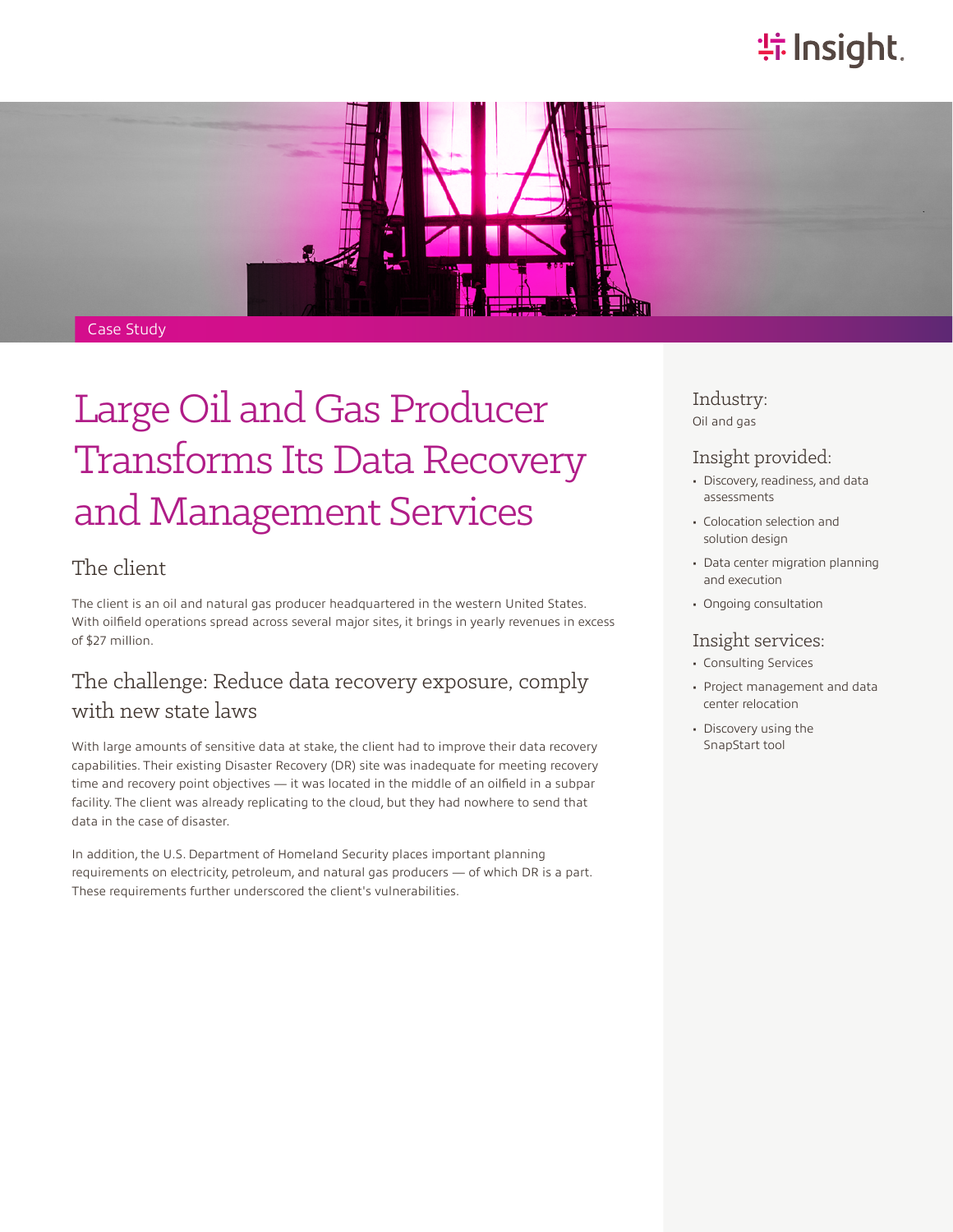Case Study

# Large Oil and Gas Producer Transforms Its Data Recovery and Management Services

## The client

The client is an oil and natural gas producer headquartered in the western United States. With oilfield operations spread across several major sites, it brings in yearly revenues in excess of $27 million.

## The challenge: Reduce data recovery exposure, comply with new state laws

With large amounts of sensitive data at stake, the client had to improve their data recovery capabilities. Their existing Disaster Recovery (DR) site was inadequate for meeting recovery time and recovery point objectives — it was located in the middle of an oilfield in a subpar facility. The client was already replicating to the cloud, but they had nowhere to send that data in the case of disaster.

In addition, the U.S. Department of Homeland Security places important planning requirements on electricity, petroleum, and natural gas producers — of which DR is a part. These requirements further underscored the client's vulnerabilities.

### Industry:

Oil and gas

### Insight provided:

- Discovery, readiness, and data assessments
- Colocation selection and solution design
- Data center migration planning and execution
- Ongoing consultation

### Insight services:

- Consulting Services
- Project management and data center relocation
- Discovery using the SnapStart tool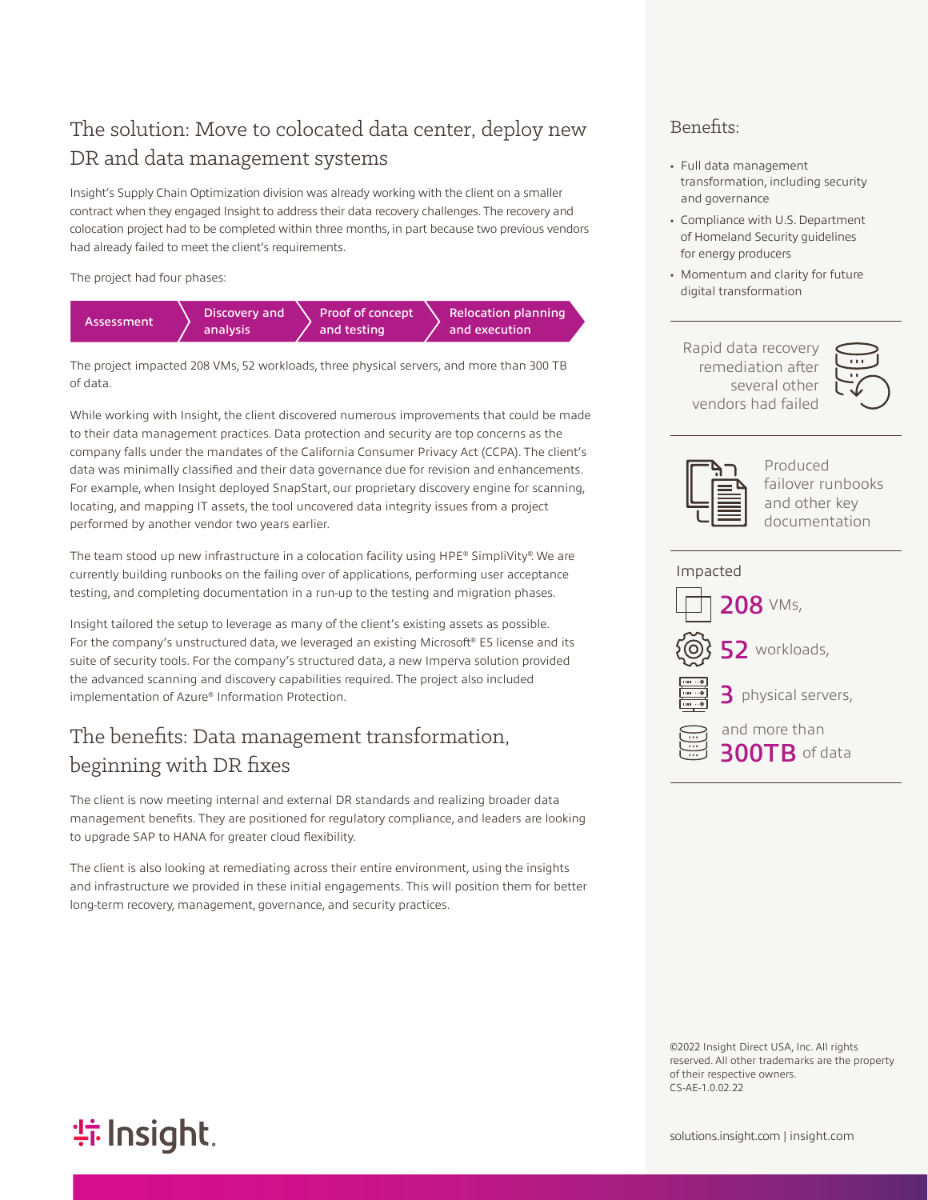## The solution: Move to colocated data center, deploy new DR and data management systems

Insight's Supply Chain Optimization division was already working with the client on a smaller contract when they engaged Insight to address their data recovery challenges. The recovery and colocation project had to be completed within three months, in part because two previous vendors had already failed to meet the client's requirements.

The project had four phases:

Assessment → Discovery and analysis → Proof of concept and testing → Relocation planning and execution

The project impacted 208 VMs, 52 workloads, three physical servers, and more than 300 TB of data.

While working with Insight, the client discovered numerous improvements that could be made to their data management practices. Data protection and security are top concerns as the company falls under the mandates of the California Consumer Privacy Act (CCPA). The client's data was minimally classified and their data governance due for revision and enhancements. For example, when Insight deployed SnapStart, our proprietary discovery engine for scanning, locating, and mapping IT assets, the tool uncovered data integrity issues from a project performed by another vendor two years earlier.

The team stood up new infrastructure in a colocation facility using HPE® SimpliVity®. We are currently building runbooks on the failing over of applications, performing user acceptance testing, and completing documentation in a run-up to the testing and migration phases.

Insight tailored the setup to leverage as many of the client's existing assets as possible. For the company's unstructured data, we leveraged an existing Microsoft® E5 license and its suite of security tools. For the company's structured data, a new Imperva solution provided the advanced scanning and discovery capabilities required. The project also included implementation of Azure® Information Protection.

## The benefits: Data management transformation, beginning with DR fixes

The client is now meeting internal and external DR standards and realizing broader data management benefits. They are positioned for regulatory compliance, and leaders are looking to upgrade SAP to HANA for greater cloud flexibility.

The client is also looking at remediating across their entire environment, using the insights and infrastructure we provided in these initial engagements. This will position them for better long-term recovery, management, governance, and security practices.

### Benefits:

- Full data management transformation, including security and governance
- Compliance with U.S. Department of Homeland Security guidelines for energy producers
- Momentum and clarity for future digital transformation

Rapid data recovery remediation after several other vendors had failed

Produced failover runbooks and other key documentation

Impacted

**208** VMs,

**52** workloads,

**3** physical servers,

and more than **300TB** of data

©2022 Insight Direct USA, Inc. All rights reserved. All other trademarks are the property of their respective owners.
CS-AE-1.0.02.22

Insight.

solutions.insight.com | insight.com